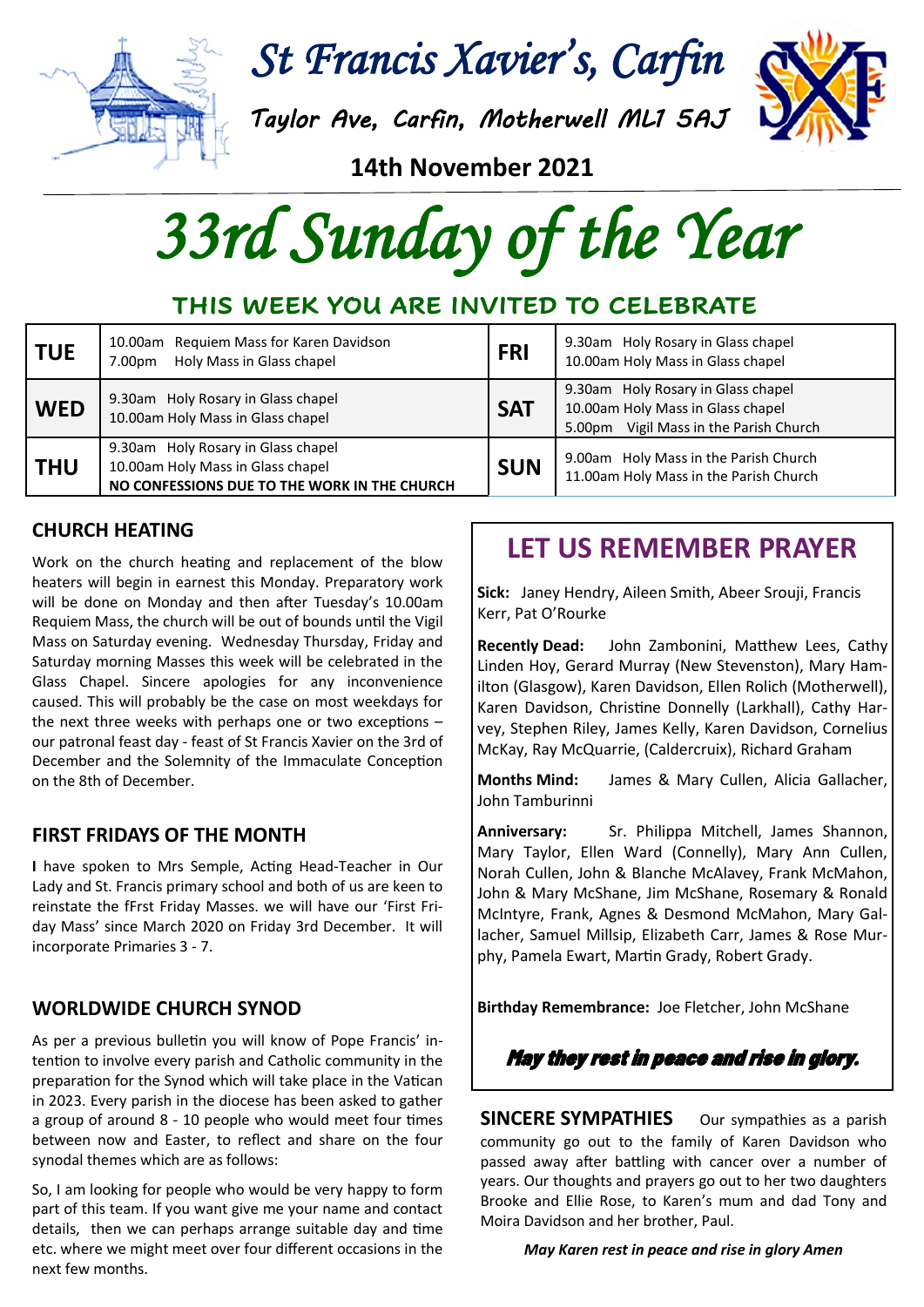# St Francis Xavier's, Carfin

Taylor Ave, Carfin, Motherwell ML1 5AJ

**14th November 2021**

# 33rd Sunday of the Year

## THIS WEEK YOU ARE INVITED TO CELEBRATE

| | | | |
|---|---|---|---|
| **TUE** | 10.00am Requiem Mass for Karen Davidson<br>7.00pm Holy Mass in Glass chapel | **FRI** | 9.30am Holy Rosary in Glass chapel<br>10.00am Holy Mass in Glass chapel |
| **WED** | 9.30am Holy Rosary in Glass chapel<br>10.00am Holy Mass in Glass chapel | **SAT** | 9.30am Holy Rosary in Glass chapel<br>10.00am Holy Mass in Glass chapel<br>5.00pm Vigil Mass in the Parish Church |
| **THU** | 9.30am Holy Rosary in Glass chapel<br>10.00am Holy Mass in Glass chapel<br>**NO CONFESSIONS DUE TO THE WORK IN THE CHURCH** | **SUN** | 9.00am Holy Mass in the Parish Church<br>11.00am Holy Mass in the Parish Church |

### CHURCH HEATING

Work on the church heating and replacement of the blow heaters will begin in earnest this Monday. Preparatory work will be done on Monday and then after Tuesday's 10.00am Requiem Mass, the church will be out of bounds until the Vigil Mass on Saturday evening. Wednesday Thursday, Friday and Saturday morning Masses this week will be celebrated in the Glass Chapel. Sincere apologies for any inconvenience caused. This will probably be the case on most weekdays for the next three weeks with perhaps one or two exceptions – our patronal feast day - feast of St Francis Xavier on the 3rd of December and the Solemnity of the Immaculate Conception on the 8th of December.

### FIRST FRIDAYS OF THE MONTH

I have spoken to Mrs Semple, Acting Head-Teacher in Our Lady and St. Francis primary school and both of us are keen to reinstate the fFrst Friday Masses. we will have our 'First Friday Mass' since March 2020 on Friday 3rd December. It will incorporate Primaries 3 - 7.

### WORLDWIDE CHURCH SYNOD

As per a previous bulletin you will know of Pope Francis' intention to involve every parish and Catholic community in the preparation for the Synod which will take place in the Vatican in 2023. Every parish in the diocese has been asked to gather a group of around 8 - 10 people who would meet four times between now and Easter, to reflect and share on the four synodal themes which are as follows:

So, I am looking for people who would be very happy to form part of this team. If you want give me your name and contact details, then we can perhaps arrange suitable day and time etc. where we might meet over four different occasions in the next few months.

## LET US REMEMBER PRAYER

**Sick:** Janey Hendry, Aileen Smith, Abeer Srouji, Francis Kerr, Pat O'Rourke

**Recently Dead:** John Zambonini, Matthew Lees, Cathy Linden Hoy, Gerard Murray (New Stevenston), Mary Hamilton (Glasgow), Karen Davidson, Ellen Rolich (Motherwell), Karen Davidson, Christine Donnelly (Larkhall), Cathy Harvey, Stephen Riley, James Kelly, Karen Davidson, Cornelius McKay, Ray McQuarrie, (Caldercruix), Richard Graham

**Months Mind:** James & Mary Cullen, Alicia Gallacher, John Tamburinni

**Anniversary:** Sr. Philippa Mitchell, James Shannon, Mary Taylor, Ellen Ward (Connelly), Mary Ann Cullen, Norah Cullen, John & Blanche McAlavey, Frank McMahon, John & Mary McShane, Jim McShane, Rosemary & Ronald McIntyre, Frank, Agnes & Desmond McMahon, Mary Gallacher, Samuel Millsip, Elizabeth Carr, James & Rose Murphy, Pamela Ewart, Martin Grady, Robert Grady.

**Birthday Remembrance:** Joe Fletcher, John McShane

***May they rest in peace and rise in glory.***

**SINCERE SYMPATHIES** Our sympathies as a parish community go out to the family of Karen Davidson who passed away after battling with cancer over a number of years. Our thoughts and prayers go out to her two daughters Brooke and Ellie Rose, to Karen's mum and dad Tony and Moira Davidson and her brother, Paul.

***May Karen rest in peace and rise in glory Amen***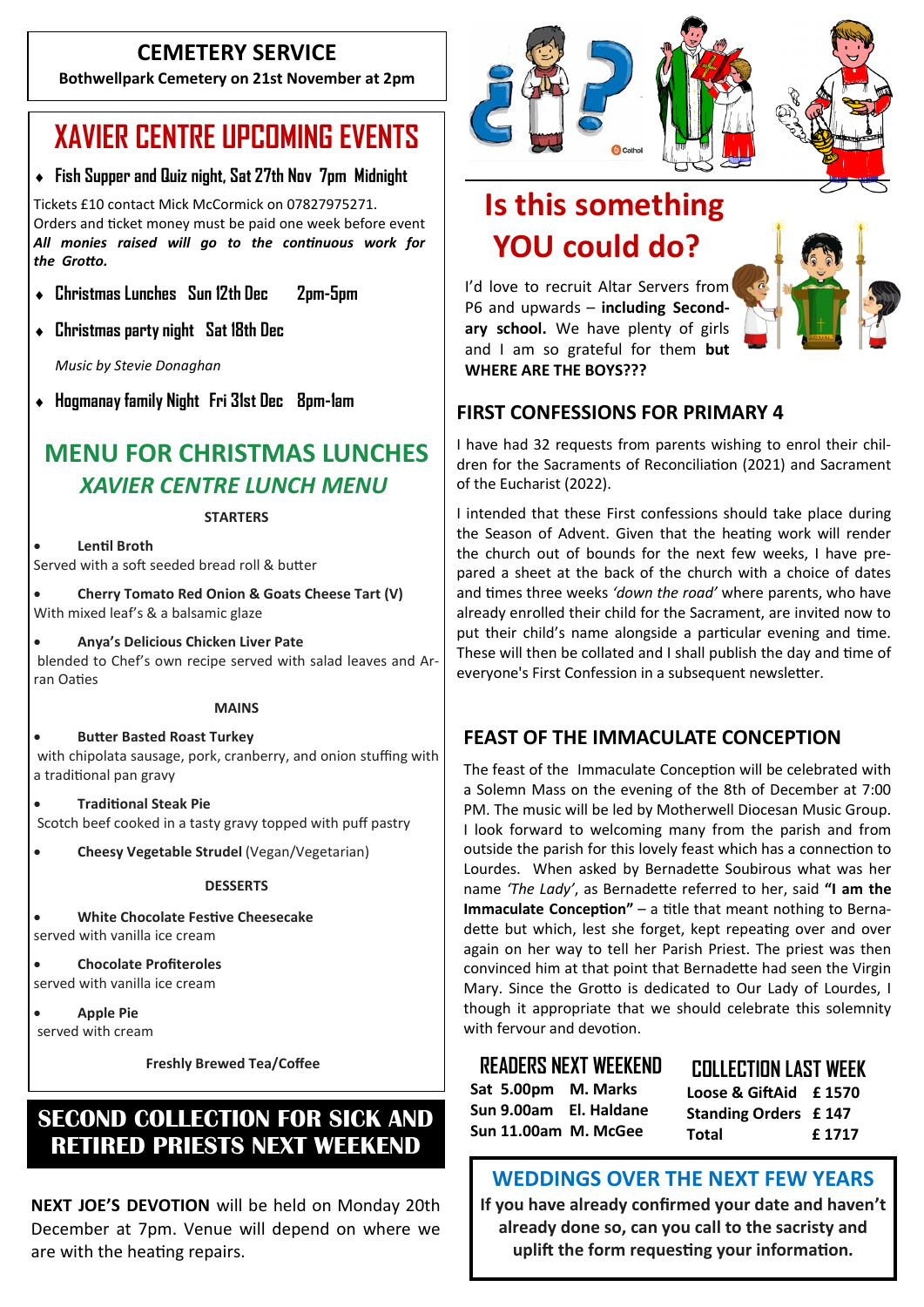## CEMETERY SERVICE

**Bothwellpark Cemetery on 21st November at 2pm**

# XAVIER CENTRE UPCOMING EVENTS

- **Fish Supper and Quiz night, Sat 27th Nov 7pm Midnight**

Tickets £10 contact Mick McCormick on 07827975271. Orders and ticket money must be paid one week before event ***All monies raised will go to the continuous work for the Grotto.***

- **Christmas Lunches Sun 12th Dec 2pm-5pm**
- **Christmas party night Sat 18th Dec**

  *Music by Stevie Donaghan*

- **Hogmanay family Night Fri 31st Dec 8pm-1am**

## MENU FOR CHRISTMAS LUNCHES

### *XAVIER CENTRE LUNCH MENU*

**STARTERS**

- **Lentil Broth**
  Served with a soft seeded bread roll & butter
- **Cherry Tomato Red Onion & Goats Cheese Tart (V)**
  With mixed leaf's & a balsamic glaze
- **Anya's Delicious Chicken Liver Pate**
  blended to Chef's own recipe served with salad leaves and Arran Oaties

**MAINS**

- **Butter Basted Roast Turkey**
  with chipolata sausage, pork, cranberry, and onion stuffing with a traditional pan gravy
- **Traditional Steak Pie**
  Scotch beef cooked in a tasty gravy topped with puff pastry
- **Cheesy Vegetable Strudel** (Vegan/Vegetarian)

**DESSERTS**

- **White Chocolate Festive Cheesecake**
  served with vanilla ice cream
- **Chocolate Profiteroles**
  served with vanilla ice cream
- **Apple Pie**
  served with cream

**Freshly Brewed Tea/Coffee**

## SECOND COLLECTION FOR SICK AND RETIRED PRIESTS NEXT WEEKEND

**NEXT JOE'S DEVOTION** will be held on Monday 20th December at 7pm. Venue will depend on where we are with the heating repairs.

## Is this something YOU could do?

I'd love to recruit Altar Servers from P6 and upwards – **including Secondary school.** We have plenty of girls and I am so grateful for them **but WHERE ARE THE BOYS???**

## FIRST CONFESSIONS FOR PRIMARY 4

I have had 32 requests from parents wishing to enrol their children for the Sacraments of Reconciliation (2021) and Sacrament of the Eucharist (2022).

I intended that these First confessions should take place during the Season of Advent. Given that the heating work will render the church out of bounds for the next few weeks, I have prepared a sheet at the back of the church with a choice of dates and times three weeks *'down the road'* where parents, who have already enrolled their child for the Sacrament, are invited now to put their child's name alongside a particular evening and time. These will then be collated and I shall publish the day and time of everyone's First Confession in a subsequent newsletter.

## FEAST OF THE IMMACULATE CONCEPTION

The feast of the Immaculate Conception will be celebrated with a Solemn Mass on the evening of the 8th of December at 7:00 PM. The music will be led by Motherwell Diocesan Music Group. I look forward to welcoming many from the parish and from outside the parish for this lovely feast which has a connection to Lourdes. When asked by Bernadette Soubirous what was her name *'The Lady'*, as Bernadette referred to her, said **"I am the Immaculate Conception"** – a title that meant nothing to Bernadette but which, lest she forget, kept repeating over and over again on her way to tell her Parish Priest. The priest was then convinced him at that point that Bernadette had seen the Virgin Mary. Since the Grotto is dedicated to Our Lady of Lourdes, I though it appropriate that we should celebrate this solemnity with fervour and devotion.

### READERS NEXT WEEKEND

| | |
|---|---|
| **Sat 5.00pm** | **M. Marks** |
| **Sun 9.00am** | **El. Haldane** |
| **Sun 11.00am** | **M. McGee** |

### COLLECTION LAST WEEK

| | |
|---|---|
| **Loose & GiftAid** | **£ 1570** |
| **Standing Orders** | **£ 147** |
| **Total** | **£ 1717** |

## WEDDINGS OVER THE NEXT FEW YEARS

**If you have already confirmed your date and haven't already done so, can you call to the sacristy and uplift the form requesting your information.**